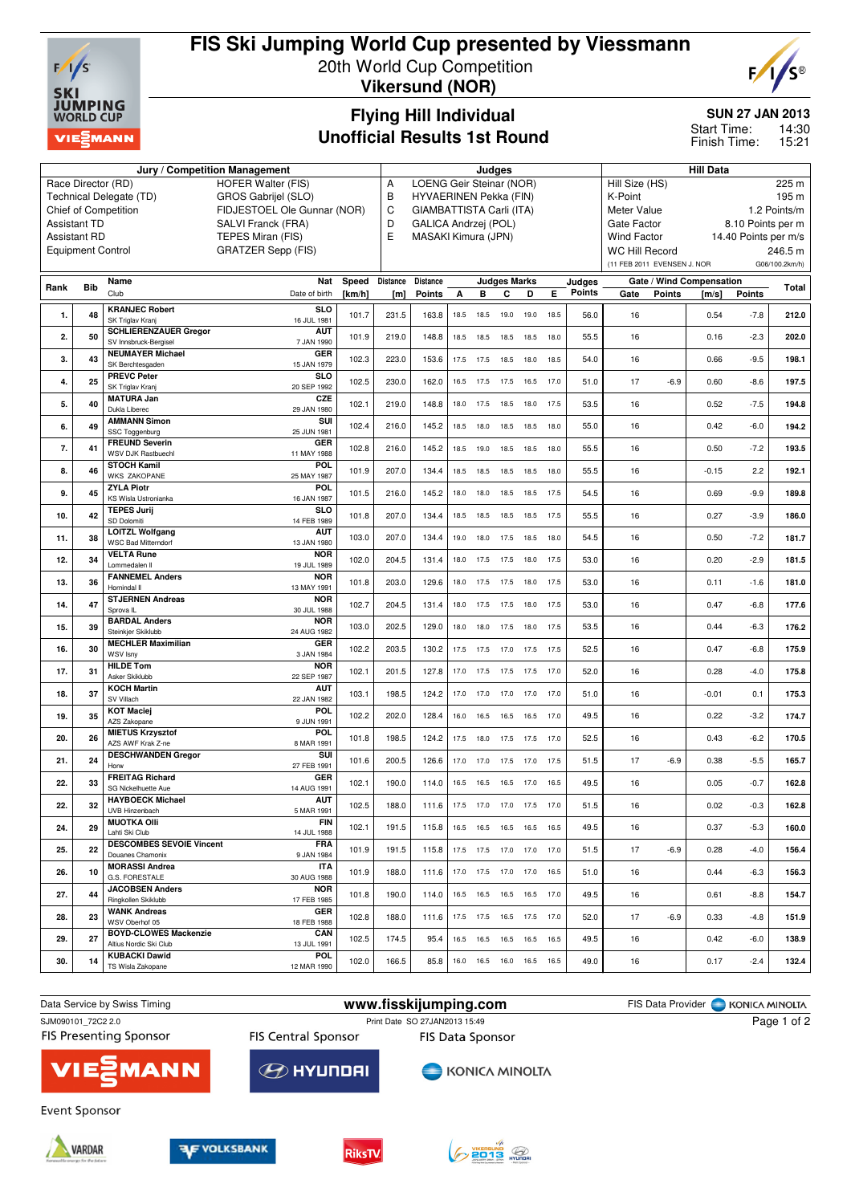# FIS Ski Jumping World Cup presented by Viessmann

## 20th World Cup Competition
## Vikersund (NOR)

## Flying Hill Individual
## Unofficial Results 1st Round

**SUN 27 JAN 2013**
Start Time: 14:30
Finish Time: 15:21

| Jury / Competition Management | | Judges | | Hill Data | |
|---|---|---|---|---|---|
| Race Director (RD) | HOFER Walter (FIS) | A | LOENG Geir Steinar (NOR) | Hill Size (HS) | 225 m |
| Technical Delegate (TD) | GROS Gabrijel (SLO) | B | HYVAERINEN Pekka (FIN) | K-Point | 195 m |
| Chief of Competition | FIDJESTOEL Ole Gunnar (NOR) | C | GIAMBATTISTA Carli (ITA) | Meter Value | 1.2 Points/m |
| Assistant TD | SALVI Franck (FRA) | D | GALICA Andrzej (POL) | Gate Factor | 8.10 Points per m |
| Assistant RD | TEPES Miran (FIS) | E | MASAKI Kimura (JPN) | Wind Factor | 14.40 Points per m/s |
| Equipment Control | GRATZER Sepp (FIS) | | | WC Hill Record | 246.5 m |
| | | | | (11 FEB 2011 EVENSEN J. NOR | G06/100.2km/h) |

| Rank | Bib | Name / Club | Nat / Date of birth | Speed [km/h] | Distance [m] | Distance Points | A | B | C | D | E | Judges Points | Gate | Gate Points | Wind [m/s] | Wind Points | Total |
|---|---|---|---|---|---|---|---|---|---|---|---|---|---|---|---|---|---|
| 1. | 48 | KRANJEC Robert / SK Triglav Kranj | SLO / 16 JUL 1981 | 101.7 | 231.5 | 163.8 | 18.5 | 18.5 | 19.0 | 19.0 | 18.5 | 56.0 | 16 | | 0.54 | -7.8 | 212.0 |
| 2. | 50 | SCHLIERENZAUER Gregor / SV Innsbruck-Bergisel | AUT / 7 JAN 1990 | 101.9 | 219.0 | 148.8 | 18.5 | 18.5 | 18.5 | 18.5 | 18.0 | 55.5 | 16 | | 0.16 | -2.3 | 202.0 |
| 3. | 43 | NEUMAYER Michael / SK Berchtesgaden | GER / 15 JAN 1979 | 102.3 | 223.0 | 153.6 | 17.5 | 17.5 | 18.5 | 18.0 | 18.5 | 54.0 | 16 | | 0.66 | -9.5 | 198.1 |
| 4. | 25 | PREVC Peter / SK Triglav Kranj | SLO / 20 SEP 1992 | 102.5 | 230.0 | 162.0 | 16.5 | 17.5 | 17.5 | 16.5 | 17.0 | 51.0 | 17 | -6.9 | 0.60 | -8.6 | 197.5 |
| 5. | 40 | MATURA Jan / Dukla Liberec | CZE / 29 JAN 1980 | 102.1 | 219.0 | 148.8 | 18.0 | 17.5 | 18.5 | 18.0 | 17.5 | 53.5 | 16 | | 0.52 | -7.5 | 194.8 |
| 6. | 49 | AMMANN Simon / SSC Toggenburg | SUI / 25 JUN 1981 | 102.4 | 216.0 | 145.2 | 18.5 | 18.0 | 18.5 | 18.5 | 18.0 | 55.0 | 16 | | 0.42 | -6.0 | 194.2 |
| 7. | 41 | FREUND Severin / WSV DJK Rastbuechl | GER / 11 MAY 1988 | 102.8 | 216.0 | 145.2 | 18.5 | 19.0 | 18.5 | 18.5 | 18.0 | 55.5 | 16 | | 0.50 | -7.2 | 193.5 |
| 8. | 46 | STOCH Kamil / WKS ZAKOPANE | POL / 25 MAY 1987 | 101.9 | 207.0 | 134.4 | 18.5 | 18.5 | 18.5 | 18.5 | 18.0 | 55.5 | 16 | | -0.15 | 2.2 | 192.1 |
| 9. | 45 | ZYLA Piotr / KS Wisla Ustronianka | POL / 16 JAN 1987 | 101.5 | 216.0 | 145.2 | 18.0 | 18.0 | 18.5 | 18.5 | 17.5 | 54.5 | 16 | | 0.69 | -9.9 | 189.8 |
| 10. | 42 | TEPES Jurij / SD Dolomiti | SLO / 14 FEB 1989 | 101.8 | 207.0 | 134.4 | 18.5 | 18.5 | 18.5 | 18.5 | 17.5 | 55.5 | 16 | | 0.27 | -3.9 | 186.0 |
| 11. | 38 | LOITZL Wolfgang / WSC Bad Mitterndorf | AUT / 13 JAN 1980 | 103.0 | 207.0 | 134.4 | 19.0 | 18.0 | 17.5 | 18.5 | 18.0 | 54.5 | 16 | | 0.50 | -7.2 | 181.7 |
| 12. | 34 | VELTA Rune / Lommedalen Il | NOR / 19 JUL 1989 | 102.0 | 204.5 | 131.4 | 18.0 | 17.5 | 17.5 | 18.0 | 17.5 | 53.0 | 16 | | 0.20 | -2.9 | 181.5 |
| 13. | 36 | FANNEMEL Anders / Hornindal Il | NOR / 13 MAY 1991 | 101.8 | 203.0 | 129.6 | 18.0 | 17.5 | 17.5 | 18.0 | 17.5 | 53.0 | 16 | | 0.11 | -1.6 | 181.0 |
| 14. | 47 | STJERNEN Andreas / Sprova IL | NOR / 30 JUL 1988 | 102.7 | 204.5 | 131.4 | 18.0 | 17.5 | 17.5 | 18.0 | 17.5 | 53.0 | 16 | | 0.47 | -6.8 | 177.6 |
| 15. | 39 | BARDAL Anders / Steinkjer Skiklubb | NOR / 24 AUG 1982 | 103.0 | 202.5 | 129.0 | 18.0 | 18.0 | 17.5 | 18.0 | 17.5 | 53.5 | 16 | | 0.44 | -6.3 | 176.2 |
| 16. | 30 | MECHLER Maximilian / WSV Isny | GER / 3 JAN 1984 | 102.2 | 203.5 | 130.2 | 17.5 | 17.5 | 17.0 | 17.5 | 17.5 | 52.5 | 16 | | 0.47 | -6.8 | 175.9 |
| 17. | 31 | HILDE Tom / Asker Skiklubb | NOR / 22 SEP 1987 | 102.1 | 201.5 | 127.8 | 17.0 | 17.5 | 17.5 | 17.5 | 17.0 | 52.0 | 16 | | 0.28 | -4.0 | 175.8 |
| 18. | 37 | KOCH Martin / SV Villach | AUT / 22 JAN 1982 | 103.1 | 198.5 | 124.2 | 17.0 | 17.0 | 17.0 | 17.0 | 17.0 | 51.0 | 16 | | -0.01 | 0.1 | 175.3 |
| 19. | 35 | KOT Maciej / AZS Zakopane | POL / 9 JUN 1991 | 102.2 | 202.0 | 128.4 | 16.0 | 16.5 | 16.5 | 16.5 | 17.0 | 49.5 | 16 | | 0.22 | -3.2 | 174.7 |
| 20. | 26 | MIETUS Krzysztof / AZS AWF Krak Z-ne | POL / 8 MAR 1991 | 101.8 | 198.5 | 124.2 | 17.5 | 18.0 | 17.5 | 17.5 | 17.0 | 52.5 | 16 | | 0.43 | -6.2 | 170.5 |
| 21. | 24 | DESCHWANDEN Gregor / Horw | SUI / 27 FEB 1991 | 101.6 | 200.5 | 126.6 | 17.0 | 17.0 | 17.5 | 17.0 | 17.5 | 51.5 | 17 | -6.9 | 0.38 | -5.5 | 165.7 |
| 22. | 33 | FREITAG Richard / SG Nickelhuette Aue | GER / 14 AUG 1991 | 102.1 | 190.0 | 114.0 | 16.5 | 16.5 | 16.5 | 17.0 | 16.5 | 49.5 | 16 | | 0.05 | -0.7 | 162.8 |
| 22. | 32 | HAYBOECK Michael / UVB Hinzenbach | AUT / 5 MAR 1991 | 102.5 | 188.0 | 111.6 | 17.5 | 17.0 | 17.0 | 17.5 | 17.0 | 51.5 | 16 | | 0.02 | -0.3 | 162.8 |
| 24. | 29 | MUOTKA Olli / Lahti Ski Club | FIN / 14 JUL 1988 | 102.1 | 191.5 | 115.8 | 16.5 | 16.5 | 16.5 | 16.5 | 16.5 | 49.5 | 16 | | 0.37 | -5.3 | 160.0 |
| 25. | 22 | DESCOMBES SEVOIE Vincent / Douanes Chamonix | FRA / 9 JAN 1984 | 101.9 | 191.5 | 115.8 | 17.5 | 17.5 | 17.0 | 17.0 | 17.0 | 51.5 | 17 | -6.9 | 0.28 | -4.0 | 156.4 |
| 26. | 10 | MORASSI Andrea / G.S. FORESTALE | ITA / 30 AUG 1988 | 101.9 | 188.0 | 111.6 | 17.0 | 17.5 | 17.0 | 17.0 | 16.5 | 51.0 | 16 | | 0.44 | -6.3 | 156.3 |
| 27. | 44 | JACOBSEN Anders / Ringkollen Skiklubb | NOR / 17 FEB 1985 | 101.8 | 190.0 | 114.0 | 16.5 | 16.5 | 16.5 | 16.5 | 17.0 | 49.5 | 16 | | 0.61 | -8.8 | 154.7 |
| 28. | 23 | WANK Andreas / WSV Oberhof 05 | GER / 18 FEB 1988 | 102.8 | 188.0 | 111.6 | 17.5 | 17.5 | 16.5 | 17.5 | 17.0 | 52.0 | 17 | -6.9 | 0.33 | -4.8 | 151.9 |
| 29. | 27 | BOYD-CLOWES Mackenzie / Altius Nordic Ski Club | CAN / 13 JUL 1991 | 102.5 | 174.5 | 95.4 | 16.5 | 16.5 | 16.5 | 16.5 | 16.5 | 49.5 | 16 | | 0.42 | -6.0 | 138.9 |
| 30. | 14 | KUBACKI Dawid / TS Wisla Zakopane | POL / 12 MAR 1990 | 102.0 | 166.5 | 85.8 | 16.0 | 16.5 | 16.0 | 16.5 | 16.5 | 49.0 | 16 | | 0.17 | -2.4 | 132.4 |

Data Service by Swiss Timing | www.fisskijumping.com | FIS Data Provider KONICA MINOLTA

SJM090101_72C2 2.0 | Print Date SO 27JAN2013 15:49

FIS Presenting Sponsor: VIESSMANN | FIS Central Sponsor: HYUNDAI | FIS Data Sponsor: KONICA MINOLTA

Event Sponsor: VARDAR, VOLKSBANK, RiksTV, VIKERSUND 2013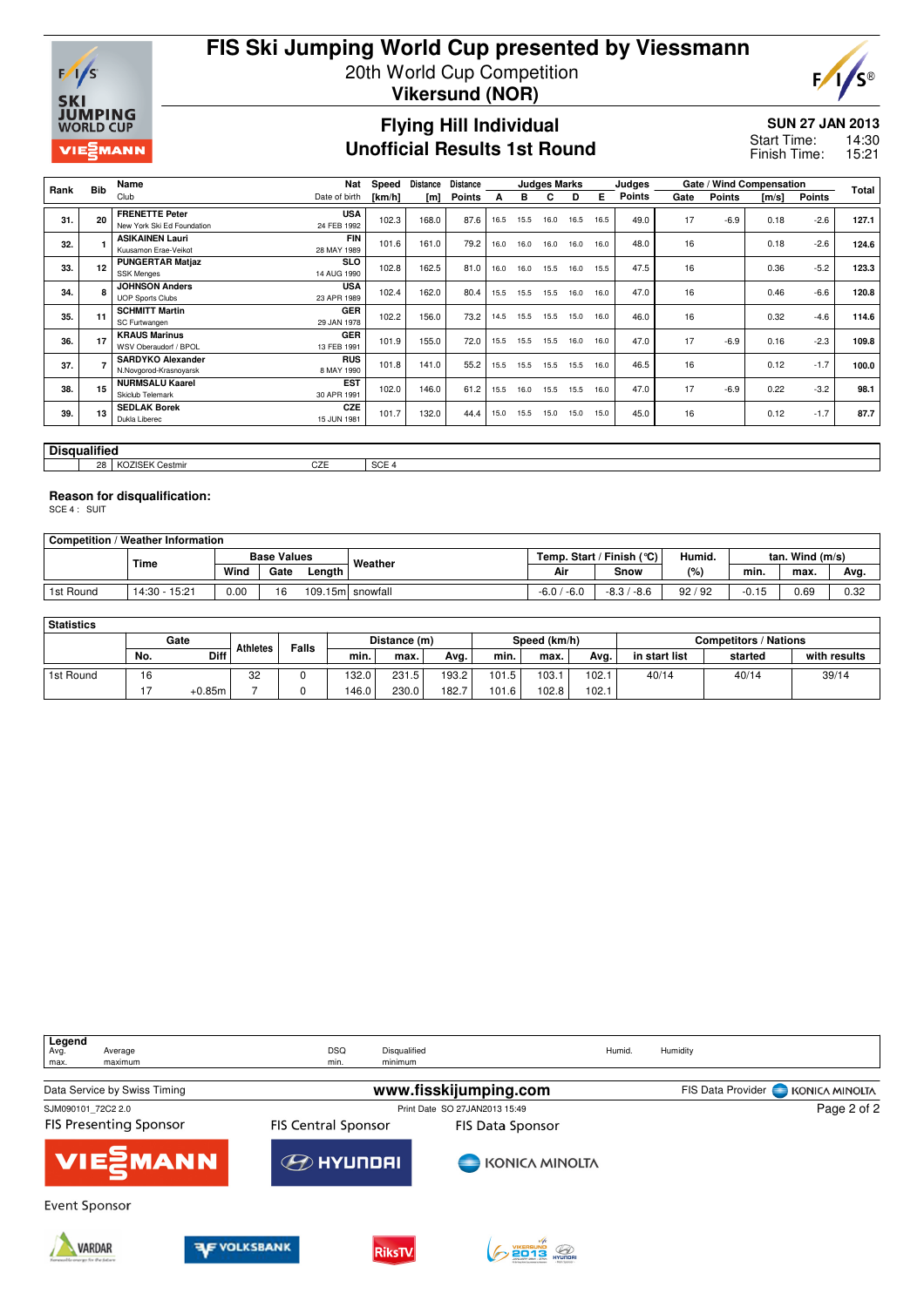# FIS Ski Jumping World Cup presented by Viessmann

20th World Cup Competition
**Vikersund (NOR)**

## Flying Hill Individual
## Unofficial Results 1st Round

**SUN 27 JAN 2013**
Start Time: 14:30
Finish Time: 15:21

| Rank | Bib | Name / Club | Nat / Date of birth | Speed [km/h] | Distance [m] | Distance Points | A | B | C | D | E | Judges Points | Gate | Gate Points | Wind [m/s] | Wind Points | Total |
|---|---|---|---|---|---|---|---|---|---|---|---|---|---|---|---|---|---|
| 31. | 20 | FRENETTE Peter / New York Ski Ed Foundation | USA / 24 FEB 1992 | 102.3 | 168.0 | 87.6 | 16.5 | 15.5 | 16.0 | 16.5 | 16.5 | 49.0 | 17 | -6.9 | 0.18 | -2.6 | 127.1 |
| 32. | 1 | ASIKAINEN Lauri / Kuusamon Erae-Veikot | FIN / 28 MAY 1989 | 101.6 | 161.0 | 79.2 | 16.0 | 16.0 | 16.0 | 16.0 | 16.0 | 48.0 | 16 | | 0.18 | -2.6 | 124.6 |
| 33. | 12 | PUNGERTAR Matjaz / SSK Menges | SLO / 14 AUG 1990 | 102.8 | 162.5 | 81.0 | 16.0 | 16.0 | 15.5 | 16.0 | 15.5 | 47.5 | 16 | | 0.36 | -5.2 | 123.3 |
| 34. | 8 | JOHNSON Anders / UOP Sports Clubs | USA / 23 APR 1989 | 102.4 | 162.0 | 80.4 | 15.5 | 15.5 | 15.5 | 16.0 | 16.0 | 47.0 | 16 | | 0.46 | -6.6 | 120.8 |
| 35. | 11 | SCHMITT Martin / SC Furtwangen | GER / 29 JAN 1978 | 102.2 | 156.0 | 73.2 | 14.5 | 15.5 | 15.5 | 15.0 | 16.0 | 46.0 | 16 | | 0.32 | -4.6 | 114.6 |
| 36. | 17 | KRAUS Marinus / WSV Oberaudorf / BPOL | GER / 13 FEB 1991 | 101.9 | 155.0 | 72.0 | 15.5 | 15.5 | 15.5 | 16.0 | 16.0 | 47.0 | 17 | -6.9 | 0.16 | -2.3 | 109.8 |
| 37. | 7 | SARDYKO Alexander / N.Novgorod-Krasnoyarsk | RUS / 8 MAY 1990 | 101.8 | 141.0 | 55.2 | 15.5 | 15.5 | 15.5 | 15.5 | 16.0 | 46.5 | 16 | | 0.12 | -1.7 | 100.0 |
| 38. | 15 | NURMSALU Kaarel / Skiclub Telemark | EST / 30 APR 1991 | 102.0 | 146.0 | 61.2 | 15.5 | 16.0 | 15.5 | 15.5 | 16.0 | 47.0 | 17 | -6.9 | 0.22 | -3.2 | 98.1 |
| 39. | 13 | SEDLAK Borek / Dukla Liberec | CZE / 15 JUN 1981 | 101.7 | 132.0 | 44.4 | 15.0 | 15.5 | 15.0 | 15.0 | 15.0 | 45.0 | 16 | | 0.12 | -1.7 | 87.7 |

**Disqualified**

| Bib | Name | Nat | Reason |
|---|---|---|---|
| 28 | KOZISEK Cestmir | CZE | SCE 4 |

**Reason for disqualification:**
SCE 4 : SUIT

**Competition / Weather Information**

| | Time | Base Values Wind | Base Values Gate | Base Values Length | Weather | Temp. Start / Finish (°C) Air | Temp. Start / Finish (°C) Snow | Humid. (%) | tan. Wind (m/s) min. | tan. Wind (m/s) max. | tan. Wind (m/s) Avg. |
|---|---|---|---|---|---|---|---|---|---|---|---|
| 1st Round | 14:30 - 15:21 | 0.00 | 16 | 109.15m | snowfall | -6.0 / -6.0 | -8.3 / -8.6 | 92 / 92 | -0.15 | 0.69 | 0.32 |

**Statistics**

| | Gate No. | Gate Diff | Athletes | Falls | Distance (m) min. | Distance (m) max. | Distance (m) Avg. | Speed (km/h) min. | Speed (km/h) max. | Speed (km/h) Avg. | Competitors / Nations in start list | Competitors / Nations started | Competitors / Nations with results |
|---|---|---|---|---|---|---|---|---|---|---|---|---|---|
| 1st Round | 16 | | 32 | 0 | 132.0 | 231.5 | 193.2 | 101.5 | 103.1 | 102.1 | 40/14 | 40/14 | 39/14 |
| | 17 | +0.85m | 7 | 0 | 146.0 | 230.0 | 182.7 | 101.6 | 102.8 | 102.1 | | | |

**Legend**
Avg. Average
max. maximum
DSQ Disqualified
min. minimum
Humid. Humidity

Data Service by Swiss Timing
www.fisskijumping.com
FIS Data Provider KONICA MINOLTA
SJM090101_72C2 2.0
Print Date SO 27JAN2013 15:49

FIS Presenting Sponsor: VIESSMANN
FIS Central Sponsor: HYUNDAI
FIS Data Sponsor: KONICA MINOLTA
Event Sponsor: VARDAR, VOLKSBANK, RiksTV, VIKERSUND 2013